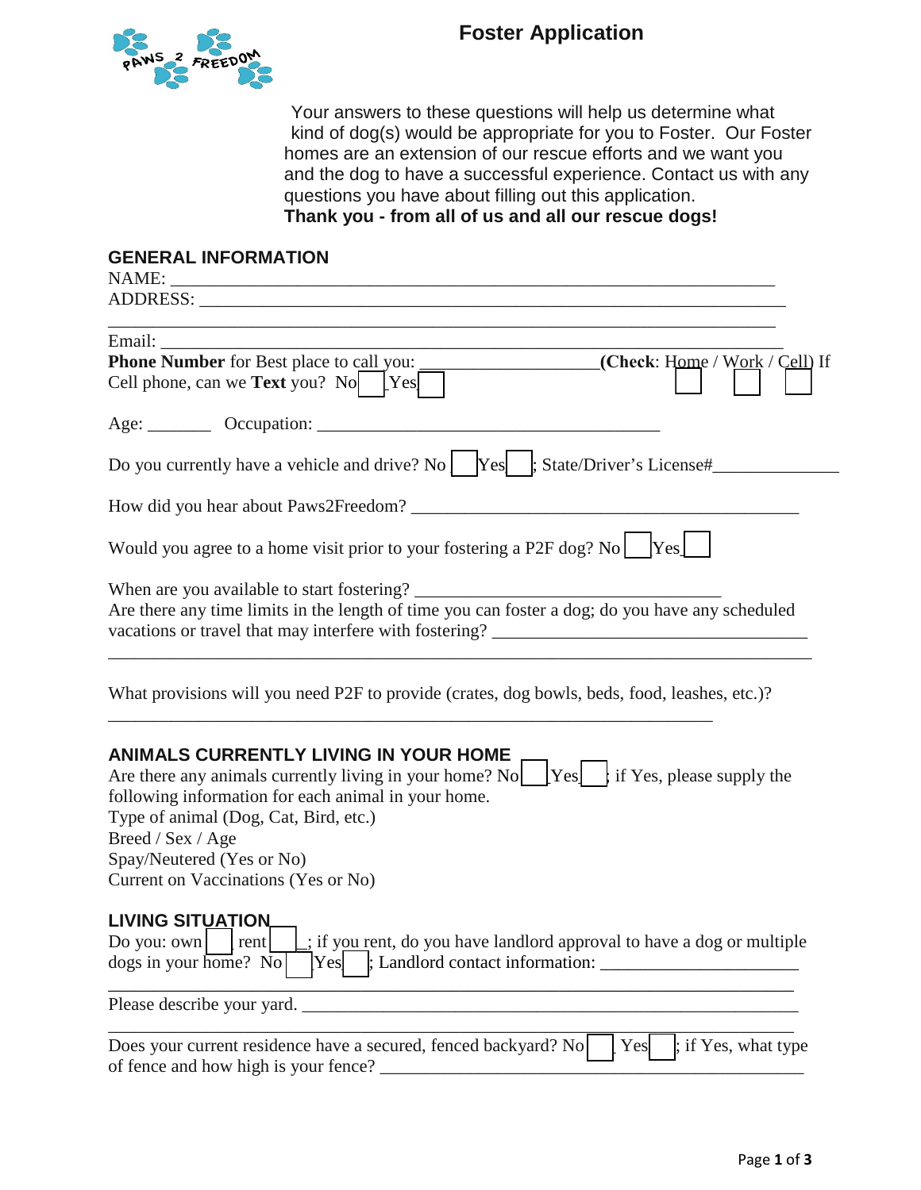# Foster Application

Your answers to these questions will help us determine what kind of dog(s) would be appropriate for you to Foster. Our Foster homes are an extension of our rescue efforts and we want you and the dog to have a successful experience. Contact us with any questions you have about filling out this application.

**Thank you - from all of us and all our rescue dogs!**

## GENERAL INFORMATION

NAME: ___________________________________________________________________

ADDRESS: ________________________________________________________________

_________________________________________________________________________

Email: ___________________________________________________________________

**Phone Number** for Best place to call you: ___________________ **(Check**: Home ☐ / Work ☐ / Cell ☐) If Cell phone, can we **Text** you? No ☐ Yes ☐

Age: _______ Occupation: ______________________________________

Do you currently have a vehicle and drive? No ☐ Yes ☐; State/Driver's License#______________

How did you hear about Paws2Freedom? ___________________________________________

Would you agree to a home visit prior to your fostering a P2F dog? No ☐ Yes ☐

When are you available to start fostering? __________________________________

Are there any time limits in the length of time you can foster a dog; do you have any scheduled vacations or travel that may interfere with fostering? ___________________________________

_________________________________________________________________________

What provisions will you need P2F to provide (crates, dog bowls, beds, food, leashes, etc.)?

_____________________________________________________________________

## ANIMALS CURRENTLY LIVING IN YOUR HOME

Are there any animals currently living in your home? No ☐ Yes ☐; if Yes, please supply the following information for each animal in your home.

Type of animal (Dog, Cat, Bird, etc.)

Breed / Sex / Age

Spay/Neutered (Yes or No)

Current on Vaccinations (Yes or No)

## LIVING SITUATION

Do you: own ☐ rent ☐; if you rent, do you have landlord approval to have a dog or multiple dogs in your home? No ☐ Yes ☐; Landlord contact information: ______________________

_________________________________________________________________________

Please describe your yard. ___________________________________________________________

_________________________________________________________________________

Does your current residence have a secured, fenced backyard? No ☐ Yes ☐; if Yes, what type of fence and how high is your fence? ________________________________________________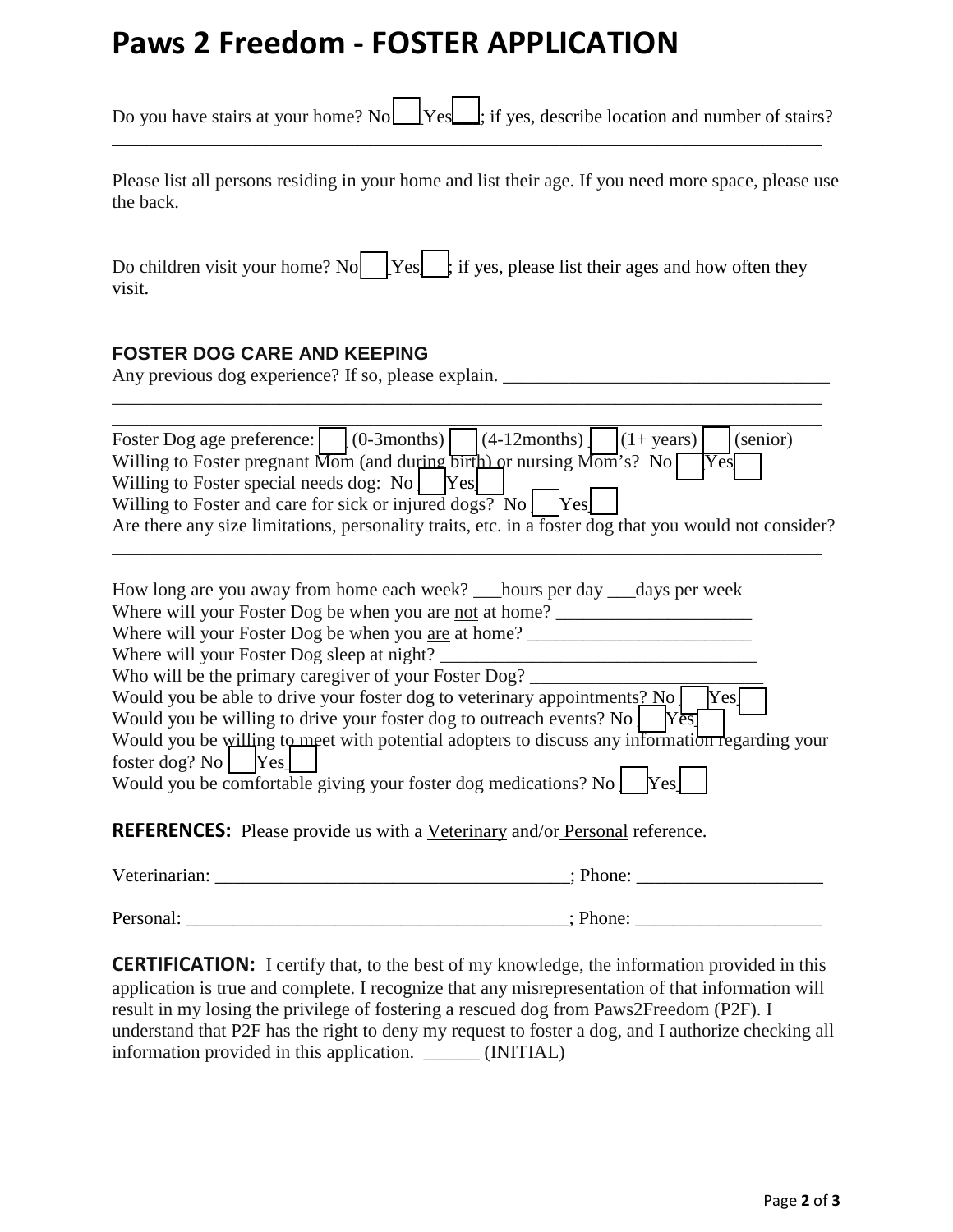# Paws 2 Freedom - FOSTER APPLICATION

Do you have stairs at your home? No ☐ Yes ☐; if yes, describe location and number of stairs?
_______________________________________________________________________________

Please list all persons residing in your home and list their age. If you need more space, please use the back.

Do children visit your home? No ☐ Yes ☐; if yes, please list their ages and how often they visit.

### FOSTER DOG CARE AND KEEPING

Any previous dog experience? If so, please explain. ___________________________________
_______________________________________________________________________________
_______________________________________________________________________________

Foster Dog age preference: ☐ (0-3months) ☐ (4-12months) ☐ (1+ years) ☐ (senior)
Willing to Foster pregnant Mom (and during birth) or nursing Mom's? No ☐ Yes ☐
Willing to Foster special needs dog: No ☐ Yes ☐
Willing to Foster and care for sick or injured dogs? No ☐ Yes ☐
Are there any size limitations, personality traits, etc. in a foster dog that you would not consider?
_______________________________________________________________________________

How long are you away from home each week? ___hours per day ___days per week
Where will your Foster Dog be when you are not at home? _____________________
Where will your Foster Dog be when you are at home? ________________________
Where will your Foster Dog sleep at night? __________________________________
Who will be the primary caregiver of your Foster Dog? _________________________
Would you be able to drive your foster dog to veterinary appointments? No ☐ Yes ☐
Would you be willing to drive your foster dog to outreach events? No ☐ Yes ☐
Would you be willing to meet with potential adopters to discuss any information regarding your foster dog? No ☐ Yes ☐
Would you be comfortable giving your foster dog medications? No ☐ Yes ☐

**REFERENCES:** Please provide us with a Veterinary and/or Personal reference.

Veterinarian: ______________________________________; Phone: ____________________

Personal: _________________________________________; Phone: ____________________

**CERTIFICATION:** I certify that, to the best of my knowledge, the information provided in this application is true and complete. I recognize that any misrepresentation of that information will result in my losing the privilege of fostering a rescued dog from Paws2Freedom (P2F). I understand that P2F has the right to deny my request to foster a dog, and I authorize checking all information provided in this application. ______ (INITIAL)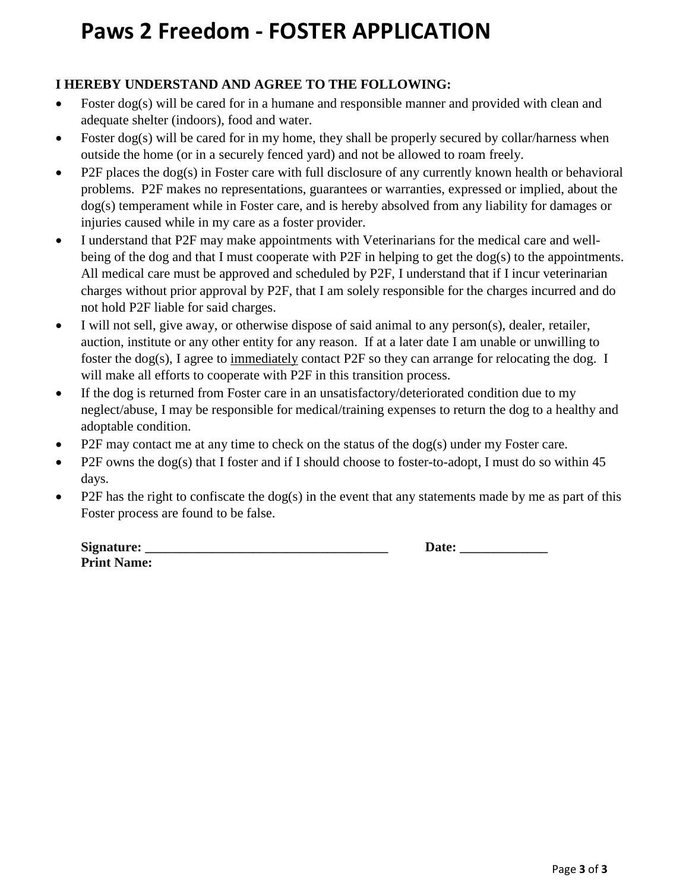# Paws 2 Freedom - FOSTER APPLICATION

**I HEREBY UNDERSTAND AND AGREE TO THE FOLLOWING:**

- Foster dog(s) will be cared for in a humane and responsible manner and provided with clean and adequate shelter (indoors), food and water.
- Foster dog(s) will be cared for in my home, they shall be properly secured by collar/harness when outside the home (or in a securely fenced yard) and not be allowed to roam freely.
- P2F places the dog(s) in Foster care with full disclosure of any currently known health or behavioral problems. P2F makes no representations, guarantees or warranties, expressed or implied, about the dog(s) temperament while in Foster care, and is hereby absolved from any liability for damages or injuries caused while in my care as a foster provider.
- I understand that P2F may make appointments with Veterinarians for the medical care and well-being of the dog and that I must cooperate with P2F in helping to get the dog(s) to the appointments. All medical care must be approved and scheduled by P2F, I understand that if I incur veterinarian charges without prior approval by P2F, that I am solely responsible for the charges incurred and do not hold P2F liable for said charges.
- I will not sell, give away, or otherwise dispose of said animal to any person(s), dealer, retailer, auction, institute or any other entity for any reason. If at a later date I am unable or unwilling to foster the dog(s), I agree to <u>immediately</u> contact P2F so they can arrange for relocating the dog. I will make all efforts to cooperate with P2F in this transition process.
- If the dog is returned from Foster care in an unsatisfactory/deteriorated condition due to my neglect/abuse, I may be responsible for medical/training expenses to return the dog to a healthy and adoptable condition.
- P2F may contact me at any time to check on the status of the dog(s) under my Foster care.
- P2F owns the dog(s) that I foster and if I should choose to foster-to-adopt, I must do so within 45 days.
- P2F has the right to confiscate the dog(s) in the event that any statements made by me as part of this Foster process are found to be false.

**Signature: ____________________________________** **Date: _____________**

**Print Name:**